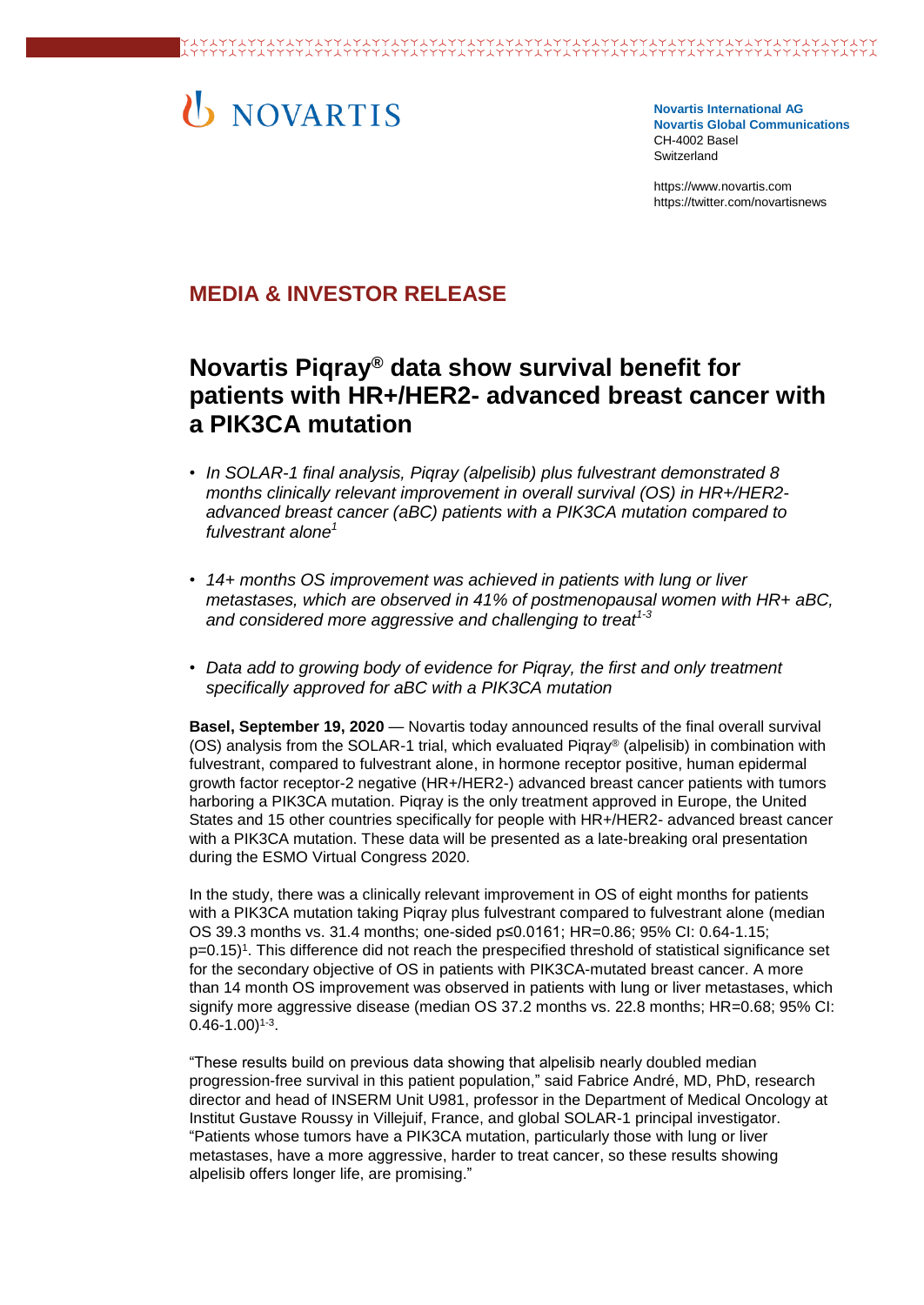# NOVARTIS

**Novartis International AG**
**Novartis Global Communications**
CH-4002 Basel
Switzerland

https://www.novartis.com
https://twitter.com/novartisnews

## MEDIA & INVESTOR RELEASE

# Novartis Piqray® data show survival benefit for patients with HR+/HER2- advanced breast cancer with a PIK3CA mutation

- *In SOLAR-1 final analysis, Piqray (alpelisib) plus fulvestrant demonstrated 8 months clinically relevant improvement in overall survival (OS) in HR+/HER2- advanced breast cancer (aBC) patients with a PIK3CA mutation compared to fulvestrant alone[1]*
- *14+ months OS improvement was achieved in patients with lung or liver metastases, which are observed in 41% of postmenopausal women with HR+ aBC, and considered more aggressive and challenging to treat[1-3]*
- *Data add to growing body of evidence for Piqray, the first and only treatment specifically approved for aBC with a PIK3CA mutation*

**Basel, September 19, 2020** — Novartis today announced results of the final overall survival (OS) analysis from the SOLAR-1 trial, which evaluated Piqray® (alpelisib) in combination with fulvestrant, compared to fulvestrant alone, in hormone receptor positive, human epidermal growth factor receptor-2 negative (HR+/HER2-) advanced breast cancer patients with tumors harboring a PIK3CA mutation. Piqray is the only treatment approved in Europe, the United States and 15 other countries specifically for people with HR+/HER2- advanced breast cancer with a PIK3CA mutation. These data will be presented as a late-breaking oral presentation during the ESMO Virtual Congress 2020.

In the study, there was a clinically relevant improvement in OS of eight months for patients with a PIK3CA mutation taking Piqray plus fulvestrant compared to fulvestrant alone (median OS 39.3 months vs. 31.4 months; one-sided $p \leq 0.0161$; HR=0.86; 95% CI: 0.64-1.15; $p=0.15$)[1]. This difference did not reach the prespecified threshold of statistical significance set for the secondary objective of OS in patients with PIK3CA-mutated breast cancer. A more than 14 month OS improvement was observed in patients with lung or liver metastases, which signify more aggressive disease (median OS 37.2 months vs. 22.8 months; HR=0.68; 95% CI: 0.46-1.00)[1-3].

"These results build on previous data showing that alpelisib nearly doubled median progression-free survival in this patient population," said Fabrice André, MD, PhD, research director and head of INSERM Unit U981, professor in the Department of Medical Oncology at Institut Gustave Roussy in Villejuif, France, and global SOLAR-1 principal investigator. "Patients whose tumors have a PIK3CA mutation, particularly those with lung or liver metastases, have a more aggressive, harder to treat cancer, so these results showing alpelisib offers longer life, are promising."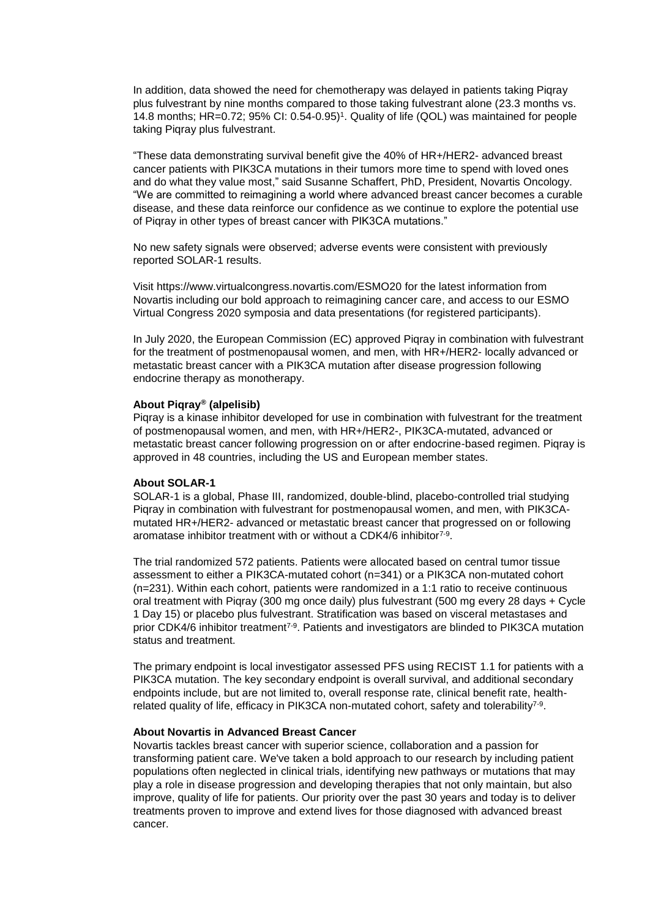In addition, data showed the need for chemotherapy was delayed in patients taking Piqray plus fulvestrant by nine months compared to those taking fulvestrant alone (23.3 months vs. 14.8 months; HR=0.72; 95% CI: 0.54-0.95)[1]. Quality of life (QOL) was maintained for people taking Piqray plus fulvestrant.

"These data demonstrating survival benefit give the 40% of HR+/HER2- advanced breast cancer patients with PIK3CA mutations in their tumors more time to spend with loved ones and do what they value most," said Susanne Schaffert, PhD, President, Novartis Oncology. "We are committed to reimagining a world where advanced breast cancer becomes a curable disease, and these data reinforce our confidence as we continue to explore the potential use of Piqray in other types of breast cancer with PIK3CA mutations."

No new safety signals were observed; adverse events were consistent with previously reported SOLAR-1 results.

Visit https://www.virtualcongress.novartis.com/ESMO20 for the latest information from Novartis including our bold approach to reimagining cancer care, and access to our ESMO Virtual Congress 2020 symposia and data presentations (for registered participants).

In July 2020, the European Commission (EC) approved Piqray in combination with fulvestrant for the treatment of postmenopausal women, and men, with HR+/HER2- locally advanced or metastatic breast cancer with a PIK3CA mutation after disease progression following endocrine therapy as monotherapy.

**About Piqray® (alpelisib)**
Piqray is a kinase inhibitor developed for use in combination with fulvestrant for the treatment of postmenopausal women, and men, with HR+/HER2-, PIK3CA-mutated, advanced or metastatic breast cancer following progression on or after endocrine-based regimen. Piqray is approved in 48 countries, including the US and European member states.

**About SOLAR-1**
SOLAR-1 is a global, Phase III, randomized, double-blind, placebo-controlled trial studying Piqray in combination with fulvestrant for postmenopausal women, and men, with PIK3CA-mutated HR+/HER2- advanced or metastatic breast cancer that progressed on or following aromatase inhibitor treatment with or without a CDK4/6 inhibitor[7-9].

The trial randomized 572 patients. Patients were allocated based on central tumor tissue assessment to either a PIK3CA-mutated cohort (n=341) or a PIK3CA non-mutated cohort (n=231). Within each cohort, patients were randomized in a 1:1 ratio to receive continuous oral treatment with Piqray (300 mg once daily) plus fulvestrant (500 mg every 28 days + Cycle 1 Day 15) or placebo plus fulvestrant. Stratification was based on visceral metastases and prior CDK4/6 inhibitor treatment[7-9]. Patients and investigators are blinded to PIK3CA mutation status and treatment.

The primary endpoint is local investigator assessed PFS using RECIST 1.1 for patients with a PIK3CA mutation. The key secondary endpoint is overall survival, and additional secondary endpoints include, but are not limited to, overall response rate, clinical benefit rate, health-related quality of life, efficacy in PIK3CA non-mutated cohort, safety and tolerability[7-9].

**About Novartis in Advanced Breast Cancer**
Novartis tackles breast cancer with superior science, collaboration and a passion for transforming patient care. We've taken a bold approach to our research by including patient populations often neglected in clinical trials, identifying new pathways or mutations that may play a role in disease progression and developing therapies that not only maintain, but also improve, quality of life for patients. Our priority over the past 30 years and today is to deliver treatments proven to improve and extend lives for those diagnosed with advanced breast cancer.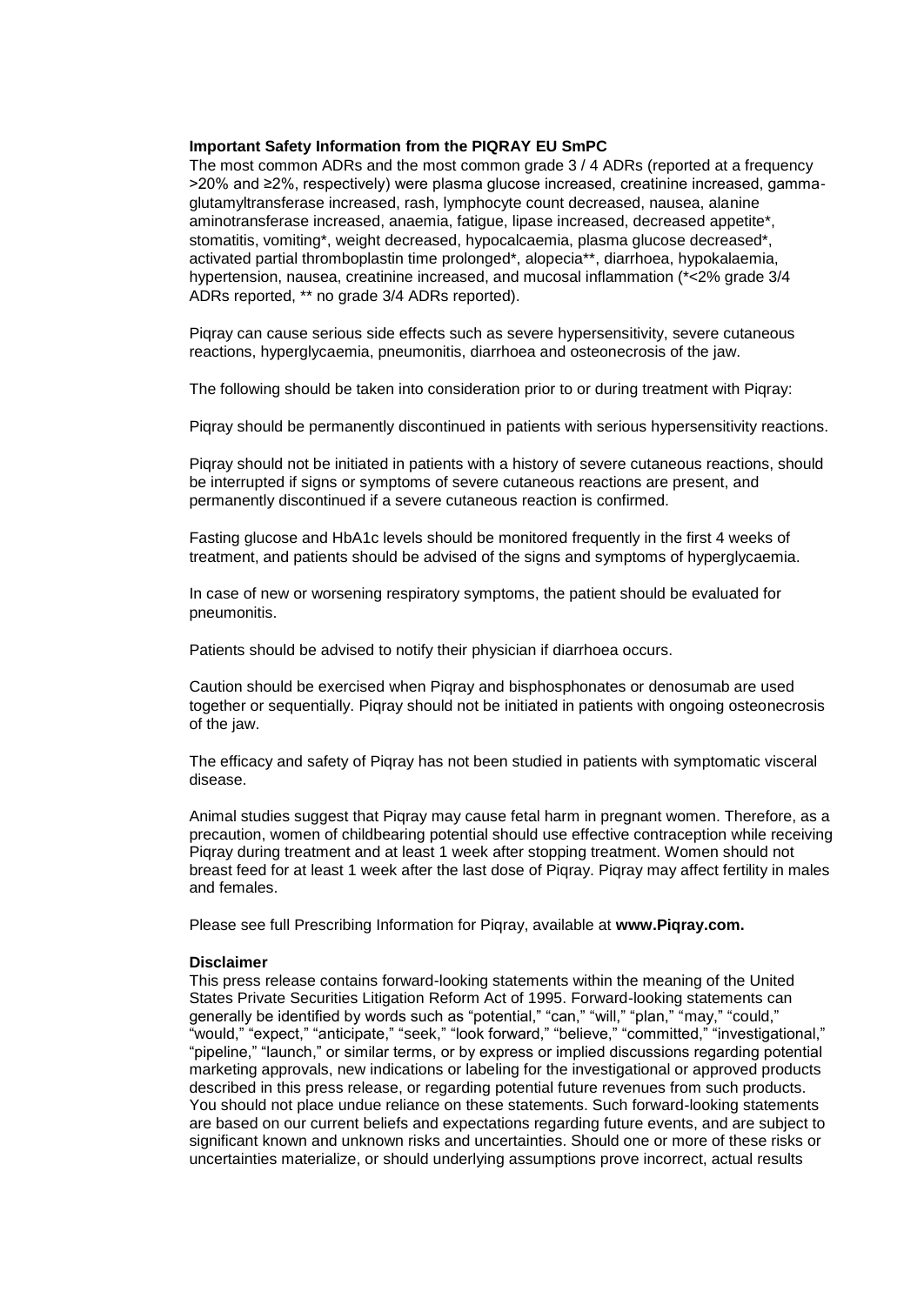**Important Safety Information from the PIQRAY EU SmPC**

The most common ADRs and the most common grade 3 / 4 ADRs (reported at a frequency >20% and ≥2%, respectively) were plasma glucose increased, creatinine increased, gamma-glutamyltransferase increased, rash, lymphocyte count decreased, nausea, alanine aminotransferase increased, anaemia, fatigue, lipase increased, decreased appetite*, stomatitis, vomiting*, weight decreased, hypocalcaemia, plasma glucose decreased*, activated partial thromboplastin time prolonged*, alopecia**, diarrhoea, hypokalaemia, hypertension, nausea, creatinine increased, and mucosal inflammation (*<2% grade 3/4 ADRs reported, ** no grade 3/4 ADRs reported).

Piqray can cause serious side effects such as severe hypersensitivity, severe cutaneous reactions, hyperglycaemia, pneumonitis, diarrhoea and osteonecrosis of the jaw.

The following should be taken into consideration prior to or during treatment with Piqray:

Piqray should be permanently discontinued in patients with serious hypersensitivity reactions.

Piqray should not be initiated in patients with a history of severe cutaneous reactions, should be interrupted if signs or symptoms of severe cutaneous reactions are present, and permanently discontinued if a severe cutaneous reaction is confirmed.

Fasting glucose and HbA1c levels should be monitored frequently in the first 4 weeks of treatment, and patients should be advised of the signs and symptoms of hyperglycaemia.

In case of new or worsening respiratory symptoms, the patient should be evaluated for pneumonitis.

Patients should be advised to notify their physician if diarrhoea occurs.

Caution should be exercised when Piqray and bisphosphonates or denosumab are used together or sequentially. Piqray should not be initiated in patients with ongoing osteonecrosis of the jaw.

The efficacy and safety of Piqray has not been studied in patients with symptomatic visceral disease.

Animal studies suggest that Piqray may cause fetal harm in pregnant women. Therefore, as a precaution, women of childbearing potential should use effective contraception while receiving Piqray during treatment and at least 1 week after stopping treatment. Women should not breast feed for at least 1 week after the last dose of Piqray. Piqray may affect fertility in males and females.

Please see full Prescribing Information for Piqray, available at **www.Piqray.com.**

**Disclaimer**

This press release contains forward-looking statements within the meaning of the United States Private Securities Litigation Reform Act of 1995. Forward-looking statements can generally be identified by words such as "potential," "can," "will," "plan," "may," "could," "would," "expect," "anticipate," "seek," "look forward," "believe," "committed," "investigational," "pipeline," "launch," or similar terms, or by express or implied discussions regarding potential marketing approvals, new indications or labeling for the investigational or approved products described in this press release, or regarding potential future revenues from such products. You should not place undue reliance on these statements. Such forward-looking statements are based on our current beliefs and expectations regarding future events, and are subject to significant known and unknown risks and uncertainties. Should one or more of these risks or uncertainties materialize, or should underlying assumptions prove incorrect, actual results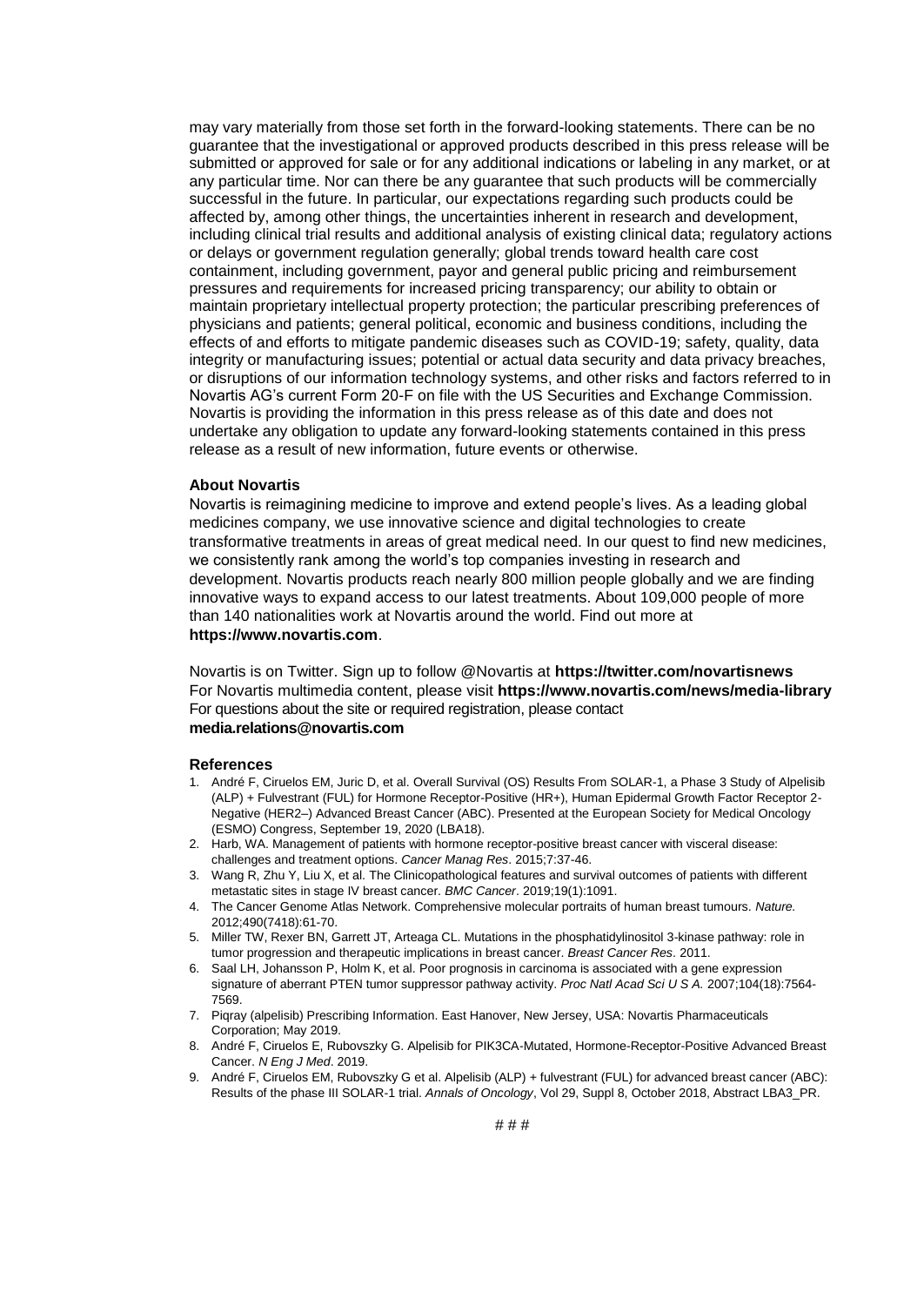may vary materially from those set forth in the forward-looking statements. There can be no guarantee that the investigational or approved products described in this press release will be submitted or approved for sale or for any additional indications or labeling in any market, or at any particular time. Nor can there be any guarantee that such products will be commercially successful in the future. In particular, our expectations regarding such products could be affected by, among other things, the uncertainties inherent in research and development, including clinical trial results and additional analysis of existing clinical data; regulatory actions or delays or government regulation generally; global trends toward health care cost containment, including government, payor and general public pricing and reimbursement pressures and requirements for increased pricing transparency; our ability to obtain or maintain proprietary intellectual property protection; the particular prescribing preferences of physicians and patients; general political, economic and business conditions, including the effects of and efforts to mitigate pandemic diseases such as COVID-19; safety, quality, data integrity or manufacturing issues; potential or actual data security and data privacy breaches, or disruptions of our information technology systems, and other risks and factors referred to in Novartis AG's current Form 20-F on file with the US Securities and Exchange Commission. Novartis is providing the information in this press release as of this date and does not undertake any obligation to update any forward-looking statements contained in this press release as a result of new information, future events or otherwise.

**About Novartis**

Novartis is reimagining medicine to improve and extend people's lives. As a leading global medicines company, we use innovative science and digital technologies to create transformative treatments in areas of great medical need. In our quest to find new medicines, we consistently rank among the world's top companies investing in research and development. Novartis products reach nearly 800 million people globally and we are finding innovative ways to expand access to our latest treatments. About 109,000 people of more than 140 nationalities work at Novartis around the world. Find out more at **https://www.novartis.com**.

Novartis is on Twitter. Sign up to follow @Novartis at **https://twitter.com/novartisnews**
For Novartis multimedia content, please visit **https://www.novartis.com/news/media-library**
For questions about the site or required registration, please contact
**media.relations@novartis.com**

**References**

1. André F, Ciruelos EM, Juric D, et al. Overall Survival (OS) Results From SOLAR-1, a Phase 3 Study of Alpelisib (ALP) + Fulvestrant (FUL) for Hormone Receptor-Positive (HR+), Human Epidermal Growth Factor Receptor 2-Negative (HER2–) Advanced Breast Cancer (ABC). Presented at the European Society for Medical Oncology (ESMO) Congress, September 19, 2020 (LBA18).
2. Harb, WA. Management of patients with hormone receptor-positive breast cancer with visceral disease: challenges and treatment options. *Cancer Manag Res*. 2015;7:37-46.
3. Wang R, Zhu Y, Liu X, et al. The Clinicopathological features and survival outcomes of patients with different metastatic sites in stage IV breast cancer. *BMC Cancer*. 2019;19(1):1091.
4. The Cancer Genome Atlas Network. Comprehensive molecular portraits of human breast tumours. *Nature.* 2012;490(7418):61-70.
5. Miller TW, Rexer BN, Garrett JT, Arteaga CL. Mutations in the phosphatidylinositol 3-kinase pathway: role in tumor progression and therapeutic implications in breast cancer. *Breast Cancer Res*. 2011.
6. Saal LH, Johansson P, Holm K, et al. Poor prognosis in carcinoma is associated with a gene expression signature of aberrant PTEN tumor suppressor pathway activity. *Proc Natl Acad Sci U S A.* 2007;104(18):7564-7569.
7. Piqray (alpelisib) Prescribing Information. East Hanover, New Jersey, USA: Novartis Pharmaceuticals Corporation; May 2019.
8. André F, Ciruelos E, Rubovszky G. Alpelisib for PIK3CA-Mutated, Hormone-Receptor-Positive Advanced Breast Cancer. *N Eng J Med*. 2019.
9. André F, Ciruelos EM, Rubovszky G et al. Alpelisib (ALP) + fulvestrant (FUL) for advanced breast cancer (ABC): Results of the phase III SOLAR-1 trial. *Annals of Oncology*, Vol 29, Suppl 8, October 2018, Abstract LBA3_PR.

# # #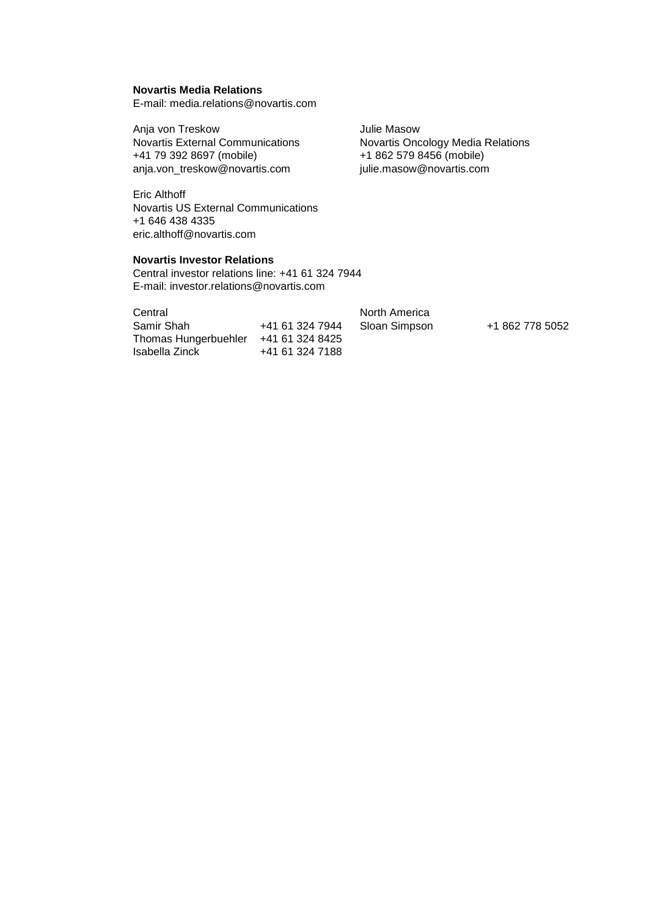**Novartis Media Relations**
E-mail: media.relations@novartis.com

Anja von Treskow
Novartis External Communications
+41 79 392 8697 (mobile)
anja.von_treskow@novartis.com

Julie Masow
Novartis Oncology Media Relations
+1 862 579 8456 (mobile)
julie.masow@novartis.com

Eric Althoff
Novartis US External Communications
+1 646 438 4335
eric.althoff@novartis.com

**Novartis Investor Relations**
Central investor relations line: +41 61 324 7944
E-mail: investor.relations@novartis.com

| | | | |
|---|---|---|---|
| Central | | North America | |
| Samir Shah | +41 61 324 7944 | Sloan Simpson | +1 862 778 5052 |
| Thomas Hungerbuehler | +41 61 324 8425 | | |
| Isabella Zinck | +41 61 324 7188 | | |